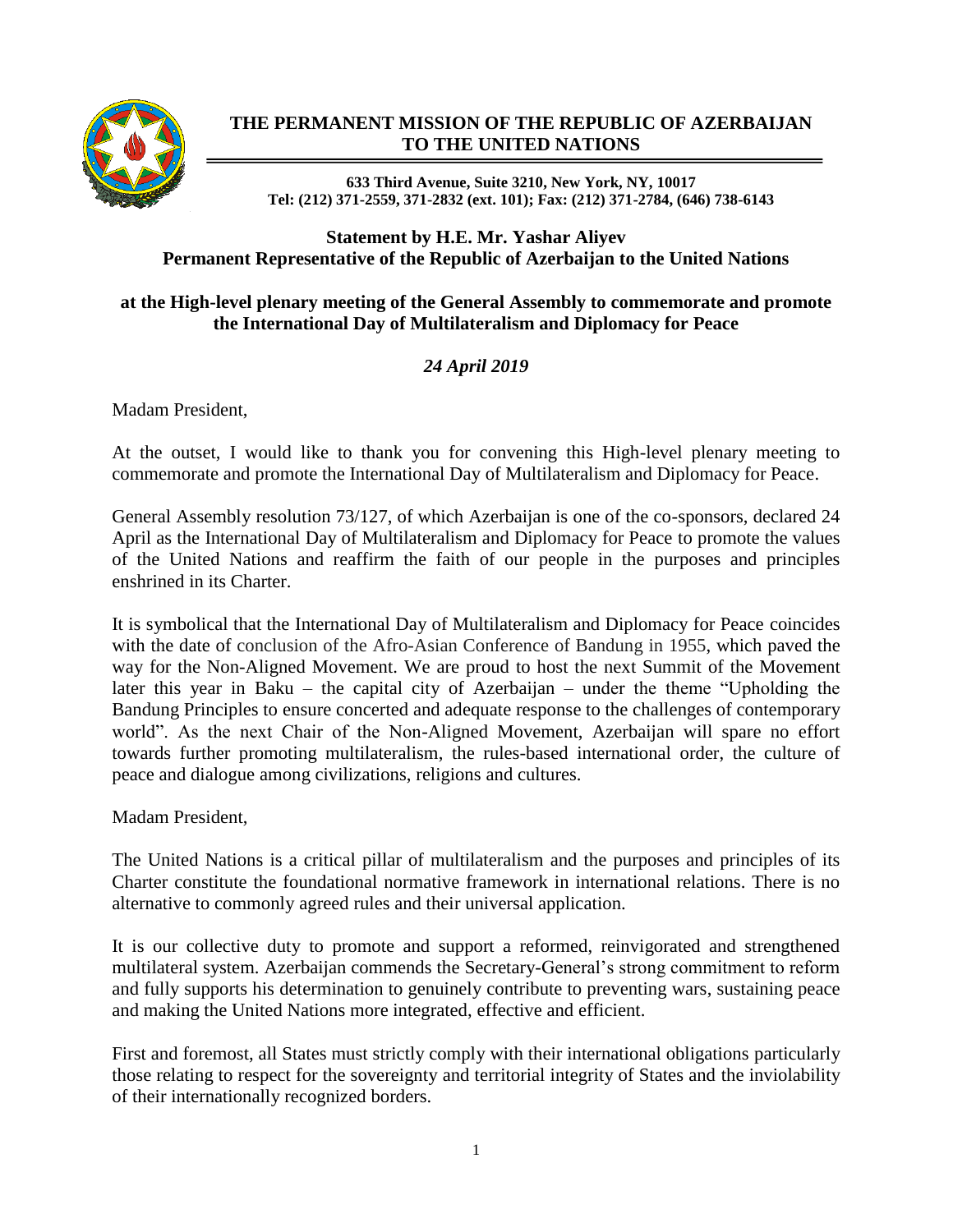# THE PERMANENT MISSION OF THE REPUBLIC OF AZERBAIJAN TO THE UNITED NATIONS

**633 Third Avenue, Suite 3210, New York, NY, 10017**
**Tel: (212) 371-2559, 371-2832 (ext. 101); Fax: (212) 371-2784, (646) 738-6143**

## Statement by H.E. Mr. Yashar Aliyev
## Permanent Representative of the Republic of Azerbaijan to the United Nations

### at the High-level plenary meeting of the General Assembly to commemorate and promote the International Day of Multilateralism and Diplomacy for Peace

***24 April 2019***

Madam President,

At the outset, I would like to thank you for convening this High-level plenary meeting to commemorate and promote the International Day of Multilateralism and Diplomacy for Peace.

General Assembly resolution 73/127, of which Azerbaijan is one of the co-sponsors, declared 24 April as the International Day of Multilateralism and Diplomacy for Peace to promote the values of the United Nations and reaffirm the faith of our people in the purposes and principles enshrined in its Charter.

It is symbolical that the International Day of Multilateralism and Diplomacy for Peace coincides with the date of conclusion of the Afro-Asian Conference of Bandung in 1955, which paved the way for the Non-Aligned Movement. We are proud to host the next Summit of the Movement later this year in Baku – the capital city of Azerbaijan – under the theme "Upholding the Bandung Principles to ensure concerted and adequate response to the challenges of contemporary world". As the next Chair of the Non-Aligned Movement, Azerbaijan will spare no effort towards further promoting multilateralism, the rules-based international order, the culture of peace and dialogue among civilizations, religions and cultures.

Madam President,

The United Nations is a critical pillar of multilateralism and the purposes and principles of its Charter constitute the foundational normative framework in international relations. There is no alternative to commonly agreed rules and their universal application.

It is our collective duty to promote and support a reformed, reinvigorated and strengthened multilateral system. Azerbaijan commends the Secretary-General's strong commitment to reform and fully supports his determination to genuinely contribute to preventing wars, sustaining peace and making the United Nations more integrated, effective and efficient.

First and foremost, all States must strictly comply with their international obligations particularly those relating to respect for the sovereignty and territorial integrity of States and the inviolability of their internationally recognized borders.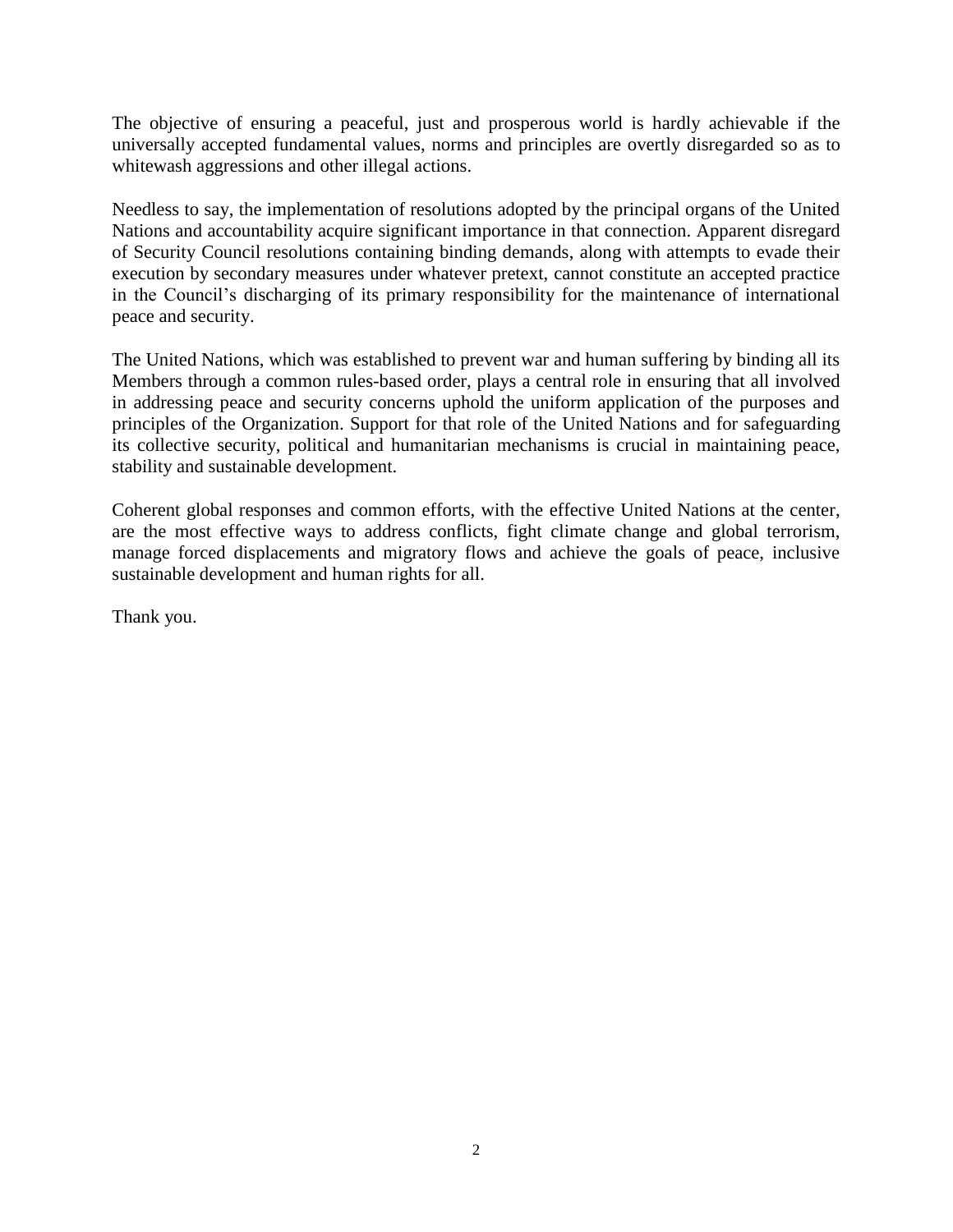The objective of ensuring a peaceful, just and prosperous world is hardly achievable if the universally accepted fundamental values, norms and principles are overtly disregarded so as to whitewash aggressions and other illegal actions.

Needless to say, the implementation of resolutions adopted by the principal organs of the United Nations and accountability acquire significant importance in that connection. Apparent disregard of Security Council resolutions containing binding demands, along with attempts to evade their execution by secondary measures under whatever pretext, cannot constitute an accepted practice in the Council's discharging of its primary responsibility for the maintenance of international peace and security.

The United Nations, which was established to prevent war and human suffering by binding all its Members through a common rules-based order, plays a central role in ensuring that all involved in addressing peace and security concerns uphold the uniform application of the purposes and principles of the Organization. Support for that role of the United Nations and for safeguarding its collective security, political and humanitarian mechanisms is crucial in maintaining peace, stability and sustainable development.

Coherent global responses and common efforts, with the effective United Nations at the center, are the most effective ways to address conflicts, fight climate change and global terrorism, manage forced displacements and migratory flows and achieve the goals of peace, inclusive sustainable development and human rights for all.

Thank you.